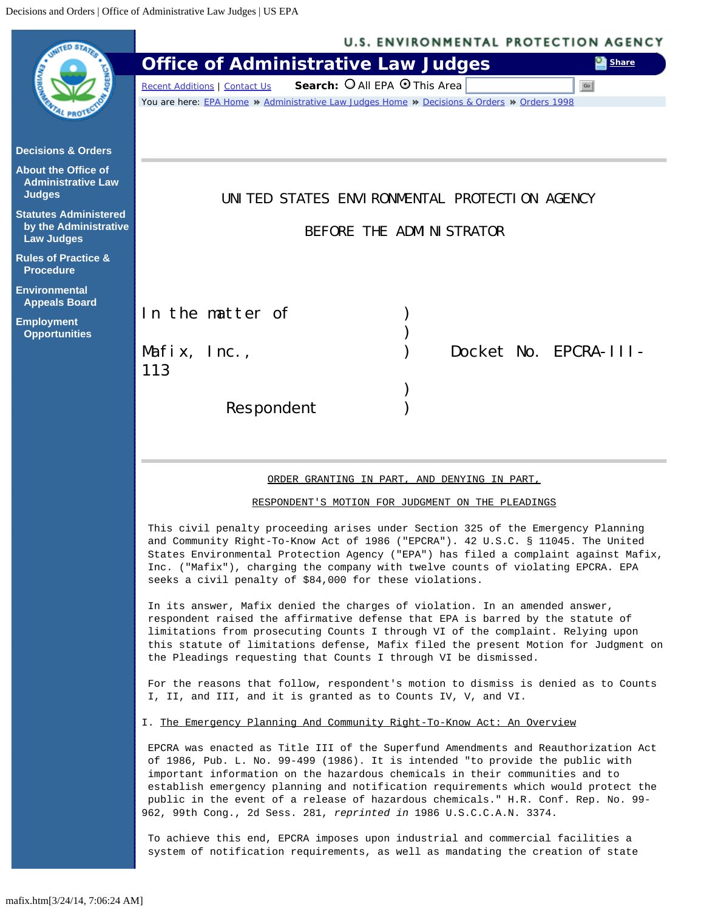UNITED STATES ENVIRONMENTAL PROTECTION AGENCY

BEFORE THE ADMINISTRATOR

| | | |
|---|---|---|
| In the matter of | ) | |
| | ) | |
| Mafix, Inc., | ) | Docket No. EPCRA-III-113 |
| | ) | |
| Respondent | ) | |

ORDER GRANTING IN PART, AND DENYING IN PART,

RESPONDENT'S MOTION FOR JUDGMENT ON THE PLEADINGS

This civil penalty proceeding arises under Section 325 of the Emergency Planning and Community Right-To-Know Act of 1986 ("EPCRA"). 42 U.S.C. § 11045. The United States Environmental Protection Agency ("EPA") has filed a complaint against Mafix, Inc. ("Mafix"), charging the company with twelve counts of violating EPCRA. EPA seeks a civil penalty of $84,000 for these violations.

In its answer, Mafix denied the charges of violation. In an amended answer, respondent raised the affirmative defense that EPA is barred by the statute of limitations from prosecuting Counts I through VI of the complaint. Relying upon this statute of limitations defense, Mafix filed the present Motion for Judgment on the Pleadings requesting that Counts I through VI be dismissed.

For the reasons that follow, respondent's motion to dismiss is denied as to Counts I, II, and III, and it is granted as to Counts IV, V, and VI.

I. The Emergency Planning And Community Right-To-Know Act: An Overview

EPCRA was enacted as Title III of the Superfund Amendments and Reauthorization Act of 1986, Pub. L. No. 99-499 (1986). It is intended "to provide the public with important information on the hazardous chemicals in their communities and to establish emergency planning and notification requirements which would protect the public in the event of a release of hazardous chemicals." H.R. Conf. Rep. No. 99-962, 99th Cong., 2d Sess. 281, *reprinted in* 1986 U.S.C.C.A.N. 3374.

To achieve this end, EPCRA imposes upon industrial and commercial facilities a system of notification requirements, as well as mandating the creation of state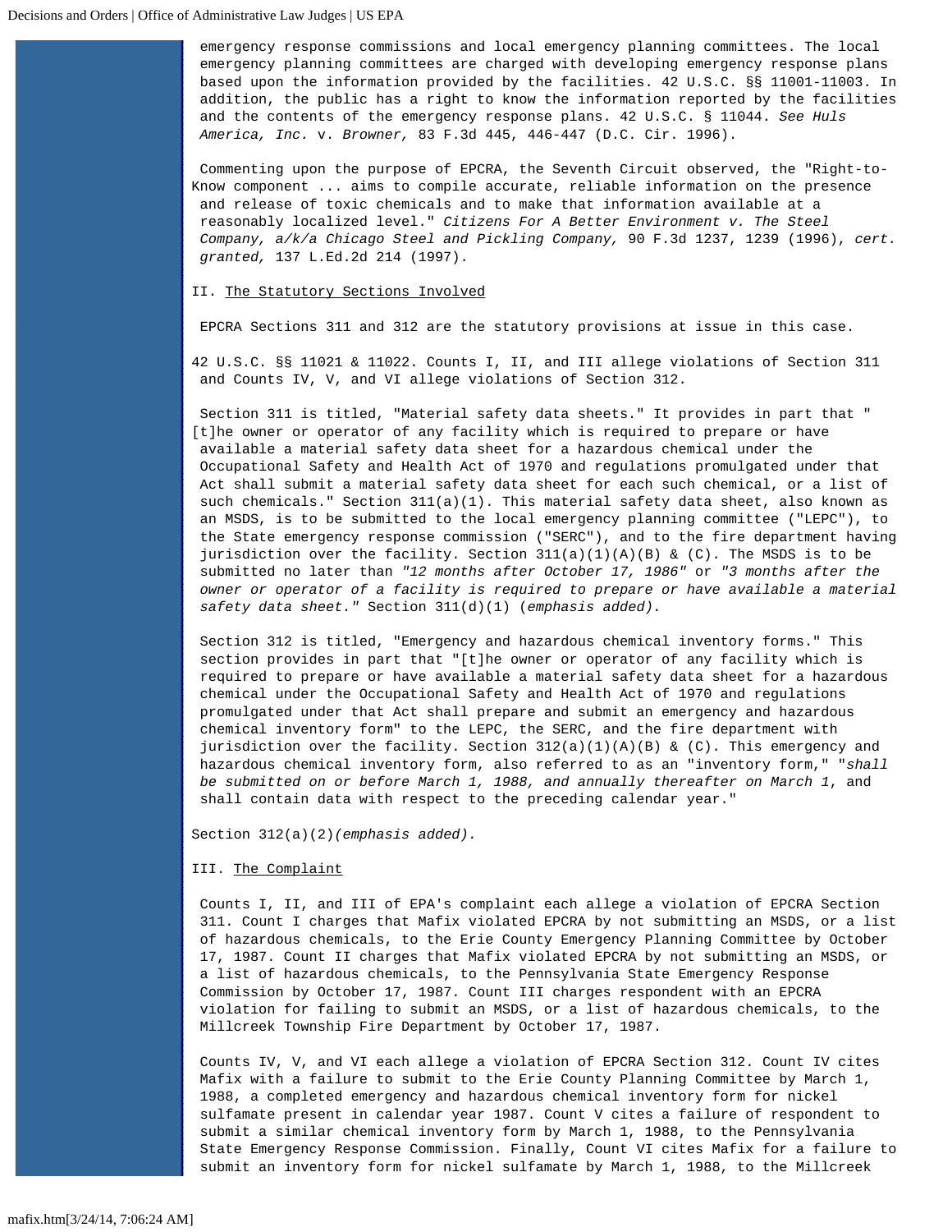emergency response commissions and local emergency planning committees. The local emergency planning committees are charged with developing emergency response plans based upon the information provided by the facilities. 42 U.S.C. §§ 11001-11003. In addition, the public has a right to know the information reported by the facilities and the contents of the emergency response plans. 42 U.S.C. § 11044. *See Huls America, Inc.* v. *Browner,* 83 F.3d 445, 446-447 (D.C. Cir. 1996).

Commenting upon the purpose of EPCRA, the Seventh Circuit observed, the "Right-to-Know component ... aims to compile accurate, reliable information on the presence and release of toxic chemicals and to make that information available at a reasonably localized level." *Citizens For A Better Environment v. The Steel Company, a/k/a Chicago Steel and Pickling Company,* 90 F.3d 1237, 1239 (1996), *cert. granted,* 137 L.Ed.2d 214 (1997).

II. The Statutory Sections Involved

EPCRA Sections 311 and 312 are the statutory provisions at issue in this case.

42 U.S.C. §§ 11021 & 11022. Counts I, II, and III allege violations of Section 311 and Counts IV, V, and VI allege violations of Section 312.

Section 311 is titled, "Material safety data sheets." It provides in part that "[t]he owner or operator of any facility which is required to prepare or have available a material safety data sheet for a hazardous chemical under the Occupational Safety and Health Act of 1970 and regulations promulgated under that Act shall submit a material safety data sheet for each such chemical, or a list of such chemicals." Section 311(a)(1). This material safety data sheet, also known as an MSDS, is to be submitted to the local emergency planning committee ("LEPC"), to the State emergency response commission ("SERC"), and to the fire department having jurisdiction over the facility. Section 311(a)(1)(A)(B) & (C). The MSDS is to be submitted no later than *"12 months after October 17, 1986"* or *"3 months after the owner or operator of a facility is required to prepare or have available a material safety data sheet."* Section 311(d)(1) (*emphasis added).*

Section 312 is titled, "Emergency and hazardous chemical inventory forms." This section provides in part that "[t]he owner or operator of any facility which is required to prepare or have available a material safety data sheet for a hazardous chemical under the Occupational Safety and Health Act of 1970 and regulations promulgated under that Act shall prepare and submit an emergency and hazardous chemical inventory form" to the LEPC, the SERC, and the fire department with jurisdiction over the facility. Section 312(a)(1)(A)(B) & (C). This emergency and hazardous chemical inventory form, also referred to as an "inventory form," "*shall be submitted on or before March 1, 1988, and annually thereafter on March 1*, and shall contain data with respect to the preceding calendar year."

Section 312(a)(2)*(emphasis added).*

III. The Complaint

Counts I, II, and III of EPA's complaint each allege a violation of EPCRA Section 311. Count I charges that Mafix violated EPCRA by not submitting an MSDS, or a list of hazardous chemicals, to the Erie County Emergency Planning Committee by October 17, 1987. Count II charges that Mafix violated EPCRA by not submitting an MSDS, or a list of hazardous chemicals, to the Pennsylvania State Emergency Response Commission by October 17, 1987. Count III charges respondent with an EPCRA violation for failing to submit an MSDS, or a list of hazardous chemicals, to the Millcreek Township Fire Department by October 17, 1987.

Counts IV, V, and VI each allege a violation of EPCRA Section 312. Count IV cites Mafix with a failure to submit to the Erie County Planning Committee by March 1, 1988, a completed emergency and hazardous chemical inventory form for nickel sulfamate present in calendar year 1987. Count V cites a failure of respondent to submit a similar chemical inventory form by March 1, 1988, to the Pennsylvania State Emergency Response Commission. Finally, Count VI cites Mafix for a failure to submit an inventory form for nickel sulfamate by March 1, 1988, to the Millcreek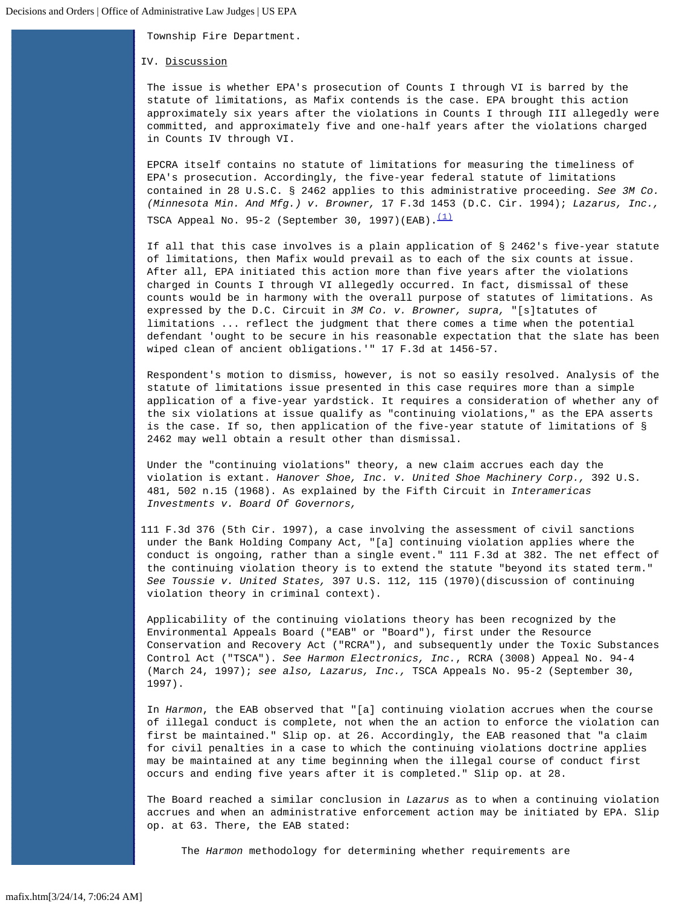Township Fire Department.

## IV. Discussion

The issue is whether EPA's prosecution of Counts I through VI is barred by the statute of limitations, as Mafix contends is the case. EPA brought this action approximately six years after the violations in Counts I through III allegedly were committed, and approximately five and one-half years after the violations charged in Counts IV through VI.

EPCRA itself contains no statute of limitations for measuring the timeliness of EPA's prosecution. Accordingly, the five-year federal statute of limitations contained in 28 U.S.C. § 2462 applies to this administrative proceeding. *See 3M Co. (Minnesota Min. And Mfg.) v. Browner,* 17 F.3d 1453 (D.C. Cir. 1994); *Lazarus, Inc.,* TSCA Appeal No. 95-2 (September 30, 1997)(EAB).[1]

If all that this case involves is a plain application of § 2462's five-year statute of limitations, then Mafix would prevail as to each of the six counts at issue. After all, EPA initiated this action more than five years after the violations charged in Counts I through VI allegedly occurred. In fact, dismissal of these counts would be in harmony with the overall purpose of statutes of limitations. As expressed by the D.C. Circuit in *3M Co. v. Browner, supra,* "[s]tatutes of limitations ... reflect the judgment that there comes a time when the potential defendant 'ought to be secure in his reasonable expectation that the slate has been wiped clean of ancient obligations.'" 17 F.3d at 1456-57.

Respondent's motion to dismiss, however, is not so easily resolved. Analysis of the statute of limitations issue presented in this case requires more than a simple application of a five-year yardstick. It requires a consideration of whether any of the six violations at issue qualify as "continuing violations," as the EPA asserts is the case. If so, then application of the five-year statute of limitations of § 2462 may well obtain a result other than dismissal.

Under the "continuing violations" theory, a new claim accrues each day the violation is extant. *Hanover Shoe, Inc. v. United Shoe Machinery Corp.,* 392 U.S. 481, 502 n.15 (1968). As explained by the Fifth Circuit in *Interamericas Investments v. Board Of Governors,* 111 F.3d 376 (5th Cir. 1997), a case involving the assessment of civil sanctions under the Bank Holding Company Act, "[a] continuing violation applies where the conduct is ongoing, rather than a single event." 111 F.3d at 382. The net effect of the continuing violation theory is to extend the statute "beyond its stated term." *See Toussie v. United States,* 397 U.S. 112, 115 (1970)(discussion of continuing violation theory in criminal context).

Applicability of the continuing violations theory has been recognized by the Environmental Appeals Board ("EAB" or "Board"), first under the Resource Conservation and Recovery Act ("RCRA"), and subsequently under the Toxic Substances Control Act ("TSCA"). *See Harmon Electronics, Inc.*, RCRA (3008) Appeal No. 94-4 (March 24, 1997); *see also, Lazarus, Inc.,* TSCA Appeals No. 95-2 (September 30, 1997).

In *Harmon*, the EAB observed that "[a] continuing violation accrues when the course of illegal conduct is complete, not when the an action to enforce the violation can first be maintained." Slip op. at 26. Accordingly, the EAB reasoned that "a claim for civil penalties in a case to which the continuing violations doctrine applies may be maintained at any time beginning when the illegal course of conduct first occurs and ending five years after it is completed." Slip op. at 28.

The Board reached a similar conclusion in *Lazarus* as to when a continuing violation accrues and when an administrative enforcement action may be initiated by EPA. Slip op. at 63. There, the EAB stated:

> The *Harmon* methodology for determining whether requirements are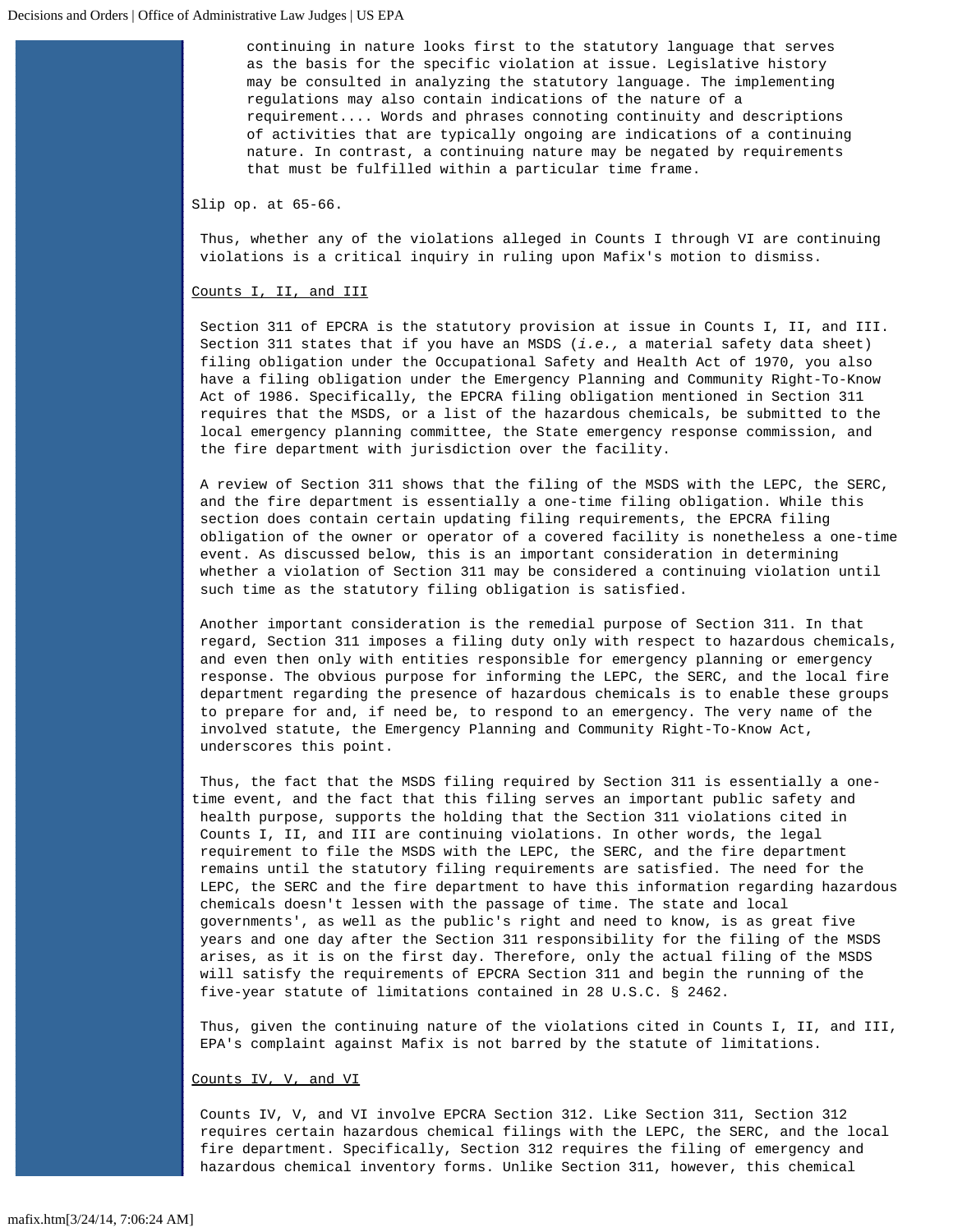> continuing in nature looks first to the statutory language that serves as the basis for the specific violation at issue. Legislative history may be consulted in analyzing the statutory language. The implementing regulations may also contain indications of the nature of a requirement.... Words and phrases connoting continuity and descriptions of activities that are typically ongoing are indications of a continuing nature. In contrast, a continuing nature may be negated by requirements that must be fulfilled within a particular time frame.

Slip op. at 65-66.

Thus, whether any of the violations alleged in Counts I through VI are continuing violations is a critical inquiry in ruling upon Mafix's motion to dismiss.

Counts I, II, and III

Section 311 of EPCRA is the statutory provision at issue in Counts I, II, and III. Section 311 states that if you have an MSDS (*i.e.,* a material safety data sheet) filing obligation under the Occupational Safety and Health Act of 1970, you also have a filing obligation under the Emergency Planning and Community Right-To-Know Act of 1986. Specifically, the EPCRA filing obligation mentioned in Section 311 requires that the MSDS, or a list of the hazardous chemicals, be submitted to the local emergency planning committee, the State emergency response commission, and the fire department with jurisdiction over the facility.

A review of Section 311 shows that the filing of the MSDS with the LEPC, the SERC, and the fire department is essentially a one-time filing obligation. While this section does contain certain updating filing requirements, the EPCRA filing obligation of the owner or operator of a covered facility is nonetheless a one-time event. As discussed below, this is an important consideration in determining whether a violation of Section 311 may be considered a continuing violation until such time as the statutory filing obligation is satisfied.

Another important consideration is the remedial purpose of Section 311. In that regard, Section 311 imposes a filing duty only with respect to hazardous chemicals, and even then only with entities responsible for emergency planning or emergency response. The obvious purpose for informing the LEPC, the SERC, and the local fire department regarding the presence of hazardous chemicals is to enable these groups to prepare for and, if need be, to respond to an emergency. The very name of the involved statute, the Emergency Planning and Community Right-To-Know Act, underscores this point.

Thus, the fact that the MSDS filing required by Section 311 is essentially a one-time event, and the fact that this filing serves an important public safety and health purpose, supports the holding that the Section 311 violations cited in Counts I, II, and III are continuing violations. In other words, the legal requirement to file the MSDS with the LEPC, the SERC, and the fire department remains until the statutory filing requirements are satisfied. The need for the LEPC, the SERC and the fire department to have this information regarding hazardous chemicals doesn't lessen with the passage of time. The state and local governments', as well as the public's right and need to know, is as great five years and one day after the Section 311 responsibility for the filing of the MSDS arises, as it is on the first day. Therefore, only the actual filing of the MSDS will satisfy the requirements of EPCRA Section 311 and begin the running of the five-year statute of limitations contained in 28 U.S.C. § 2462.

Thus, given the continuing nature of the violations cited in Counts I, II, and III, EPA's complaint against Mafix is not barred by the statute of limitations.

Counts IV, V, and VI

Counts IV, V, and VI involve EPCRA Section 312. Like Section 311, Section 312 requires certain hazardous chemical filings with the LEPC, the SERC, and the local fire department. Specifically, Section 312 requires the filing of emergency and hazardous chemical inventory forms. Unlike Section 311, however, this chemical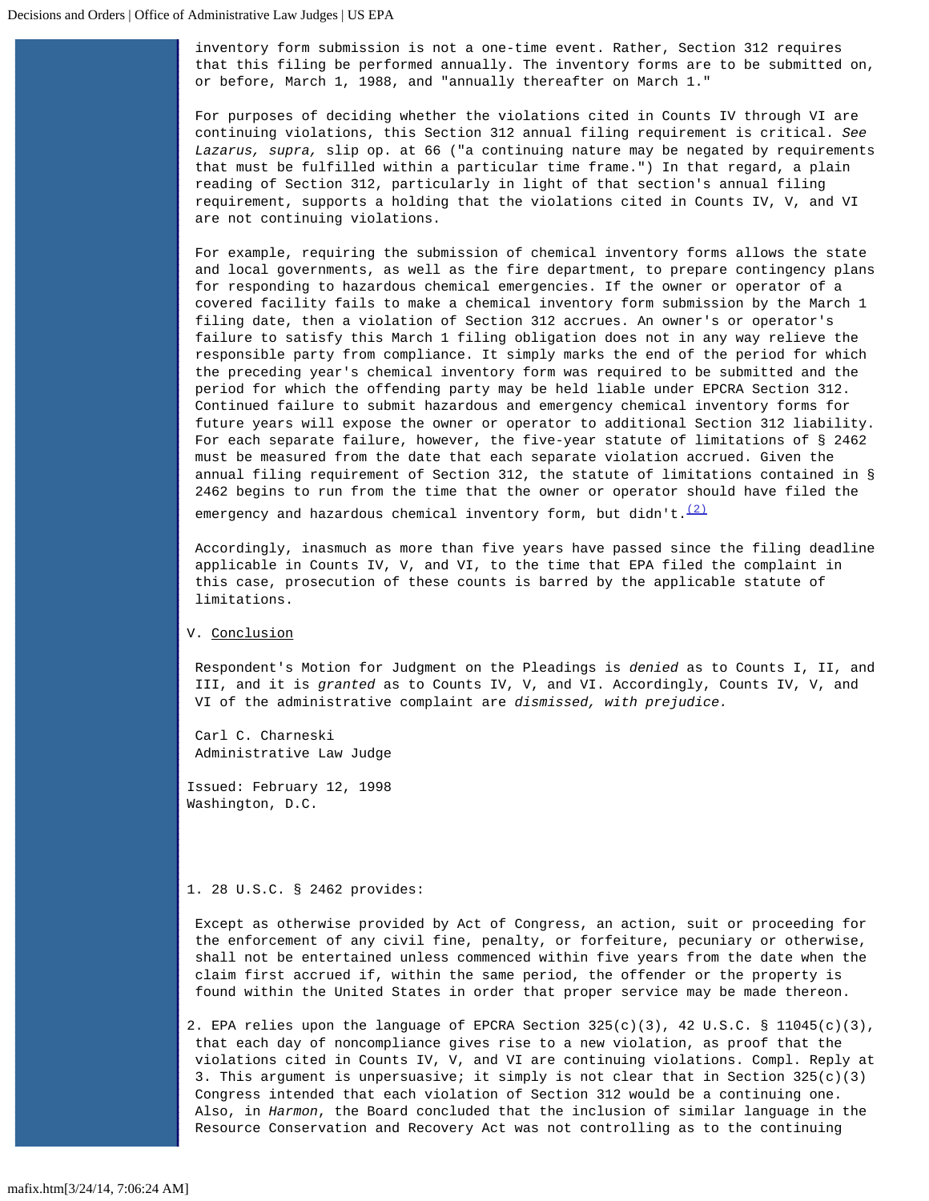inventory form submission is not a one-time event. Rather, Section 312 requires that this filing be performed annually. The inventory forms are to be submitted on, or before, March 1, 1988, and "annually thereafter on March 1."

For purposes of deciding whether the violations cited in Counts IV through VI are continuing violations, this Section 312 annual filing requirement is critical. *See Lazarus, supra,* slip op. at 66 ("a continuing nature may be negated by requirements that must be fulfilled within a particular time frame.") In that regard, a plain reading of Section 312, particularly in light of that section's annual filing requirement, supports a holding that the violations cited in Counts IV, V, and VI are not continuing violations.

For example, requiring the submission of chemical inventory forms allows the state and local governments, as well as the fire department, to prepare contingency plans for responding to hazardous chemical emergencies. If the owner or operator of a covered facility fails to make a chemical inventory form submission by the March 1 filing date, then a violation of Section 312 accrues. An owner's or operator's failure to satisfy this March 1 filing obligation does not in any way relieve the responsible party from compliance. It simply marks the end of the period for which the preceding year's chemical inventory form was required to be submitted and the period for which the offending party may be held liable under EPCRA Section 312. Continued failure to submit hazardous and emergency chemical inventory forms for future years will expose the owner or operator to additional Section 312 liability. For each separate failure, however, the five-year statute of limitations of § 2462 must be measured from the date that each separate violation accrued. Given the annual filing requirement of Section 312, the statute of limitations contained in § 2462 begins to run from the time that the owner or operator should have filed the emergency and hazardous chemical inventory form, but didn't.[(2)]

Accordingly, inasmuch as more than five years have passed since the filing deadline applicable in Counts IV, V, and VI, to the time that EPA filed the complaint in this case, prosecution of these counts is barred by the applicable statute of limitations.

V. Conclusion

Respondent's Motion for Judgment on the Pleadings is *denied* as to Counts I, II, and III, and it is *granted* as to Counts IV, V, and VI. Accordingly, Counts IV, V, and VI of the administrative complaint are *dismissed, with prejudice.*

Carl C. Charneski
Administrative Law Judge

Issued: February 12, 1998
Washington, D.C.

1. 28 U.S.C. § 2462 provides:

Except as otherwise provided by Act of Congress, an action, suit or proceeding for the enforcement of any civil fine, penalty, or forfeiture, pecuniary or otherwise, shall not be entertained unless commenced within five years from the date when the claim first accrued if, within the same period, the offender or the property is found within the United States in order that proper service may be made thereon.

2. EPA relies upon the language of EPCRA Section 325(c)(3), 42 U.S.C. § 11045(c)(3), that each day of noncompliance gives rise to a new violation, as proof that the violations cited in Counts IV, V, and VI are continuing violations. Compl. Reply at 3. This argument is unpersuasive; it simply is not clear that in Section 325(c)(3) Congress intended that each violation of Section 312 would be a continuing one. Also, in *Harmon*, the Board concluded that the inclusion of similar language in the Resource Conservation and Recovery Act was not controlling as to the continuing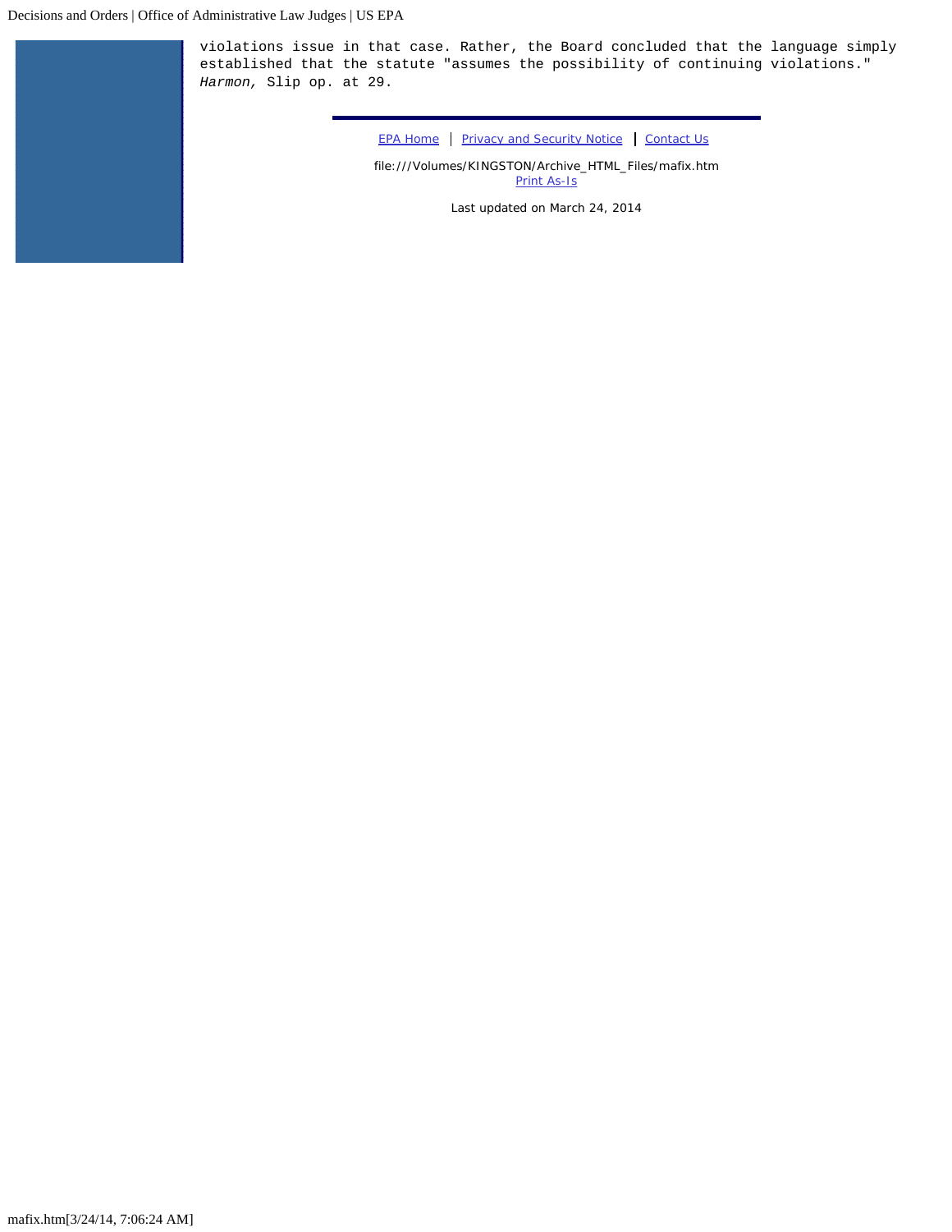violations issue in that case. Rather, the Board concluded that the language simply established that the statute "assumes the possibility of continuing violations." *Harmon,* Slip op. at 29.